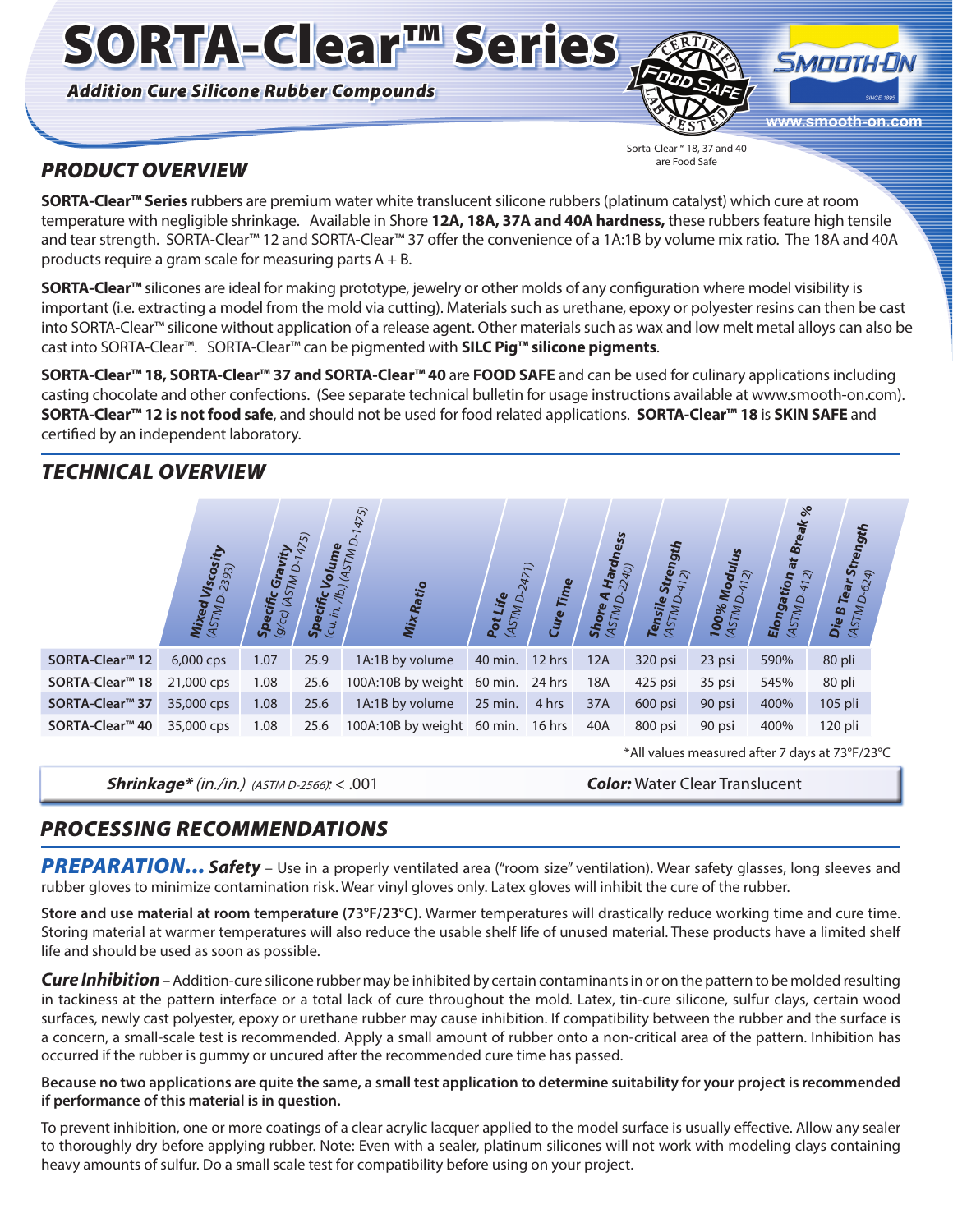# SORTA-Clear™ Series

***Addition Cure Silicone Rubber Compounds***

Sorta-Clear™ 18, 37 and 40 are Food Safe

## *PRODUCT OVERVIEW*

**SORTA-Clear™ Series** rubbers are premium water white translucent silicone rubbers (platinum catalyst) which cure at room temperature with negligible shrinkage. Available in Shore **12A, 18A, 37A and 40A hardness,** these rubbers feature high tensile and tear strength. SORTA-Clear™ 12 and SORTA-Clear™ 37 offer the convenience of a 1A:1B by volume mix ratio. The 18A and 40A products require a gram scale for measuring parts A + B.

**SORTA-Clear™** silicones are ideal for making prototype, jewelry or other molds of any configuration where model visibility is important (i.e. extracting a model from the mold via cutting). Materials such as urethane, epoxy or polyester resins can then be cast into SORTA-Clear™ silicone without application of a release agent. Other materials such as wax and low melt metal alloys can also be cast into SORTA-Clear™. SORTA-Clear™ can be pigmented with **SILC Pig™ silicone pigments**.

**SORTA-Clear™ 18, SORTA-Clear™ 37 and SORTA-Clear™ 40** are **FOOD SAFE** and can be used for culinary applications including casting chocolate and other confections. (See separate technical bulletin for usage instructions available at www.smooth-on.com). **SORTA-Clear™ 12 is not food safe**, and should not be used for food related applications. **SORTA-Clear™ 18** is **SKIN SAFE** and certified by an independent laboratory.

## *TECHNICAL OVERVIEW*

| | Mixed Viscosity (ASTM D-2393) | Specific Gravity (g/cc) (ASTM D-1475) | Specific Volume (cu. in./lb.) (ASTM D-1475) | Mix Ratio | Pot Life (ASTM D-2471) | Cure Time | Shore A Hardness (ASTM D-2240) | Tensile Strength (ASTM D-412) | 100% Modulus (ASTM D-412) | Elongation at Break % (ASTM D-412) | Die B Tear Strength (ASTM D-624) |
|---|---|---|---|---|---|---|---|---|---|---|---|
| **SORTA-Clear™ 12** | 6,000 cps | 1.07 | 25.9 | 1A:1B by volume | 40 min. | 12 hrs | 12A | 320 psi | 23 psi | 590% | 80 pli |
| **SORTA-Clear™ 18** | 21,000 cps | 1.08 | 25.6 | 100A:10B by weight | 60 min. | 24 hrs | 18A | 425 psi | 35 psi | 545% | 80 pli |
| **SORTA-Clear™ 37** | 35,000 cps | 1.08 | 25.6 | 1A:1B by volume | 25 min. | 4 hrs | 37A | 600 psi | 90 psi | 400% | 105 pli |
| **SORTA-Clear™ 40** | 35,000 cps | 1.08 | 25.6 | 100A:10B by weight | 60 min. | 16 hrs | 40A | 800 psi | 90 psi | 400% | 120 pli |

*All values measured after 7 days at 73°F/23°C

***Shrinkage**** *(in./in.)* *(ASTM D-2566)*: < .001 ***Color:*** Water Clear Translucent

## *PROCESSING RECOMMENDATIONS*

***PREPARATION... Safety*** – Use in a properly ventilated area ("room size" ventilation). Wear safety glasses, long sleeves and rubber gloves to minimize contamination risk. Wear vinyl gloves only. Latex gloves will inhibit the cure of the rubber.

**Store and use material at room temperature (73°F/23°C).** Warmer temperatures will drastically reduce working time and cure time. Storing material at warmer temperatures will also reduce the usable shelf life of unused material. These products have a limited shelf life and should be used as soon as possible.

***Cure Inhibition*** – Addition-cure silicone rubber may be inhibited by certain contaminants in or on the pattern to be molded resulting in tackiness at the pattern interface or a total lack of cure throughout the mold. Latex, tin-cure silicone, sulfur clays, certain wood surfaces, newly cast polyester, epoxy or urethane rubber may cause inhibition. If compatibility between the rubber and the surface is a concern, a small-scale test is recommended. Apply a small amount of rubber onto a non-critical area of the pattern. Inhibition has occurred if the rubber is gummy or uncured after the recommended cure time has passed.

**Because no two applications are quite the same, a small test application to determine suitability for your project is recommended if performance of this material is in question.**

To prevent inhibition, one or more coatings of a clear acrylic lacquer applied to the model surface is usually effective. Allow any sealer to thoroughly dry before applying rubber. Note: Even with a sealer, platinum silicones will not work with modeling clays containing heavy amounts of sulfur. Do a small scale test for compatibility before using on your project.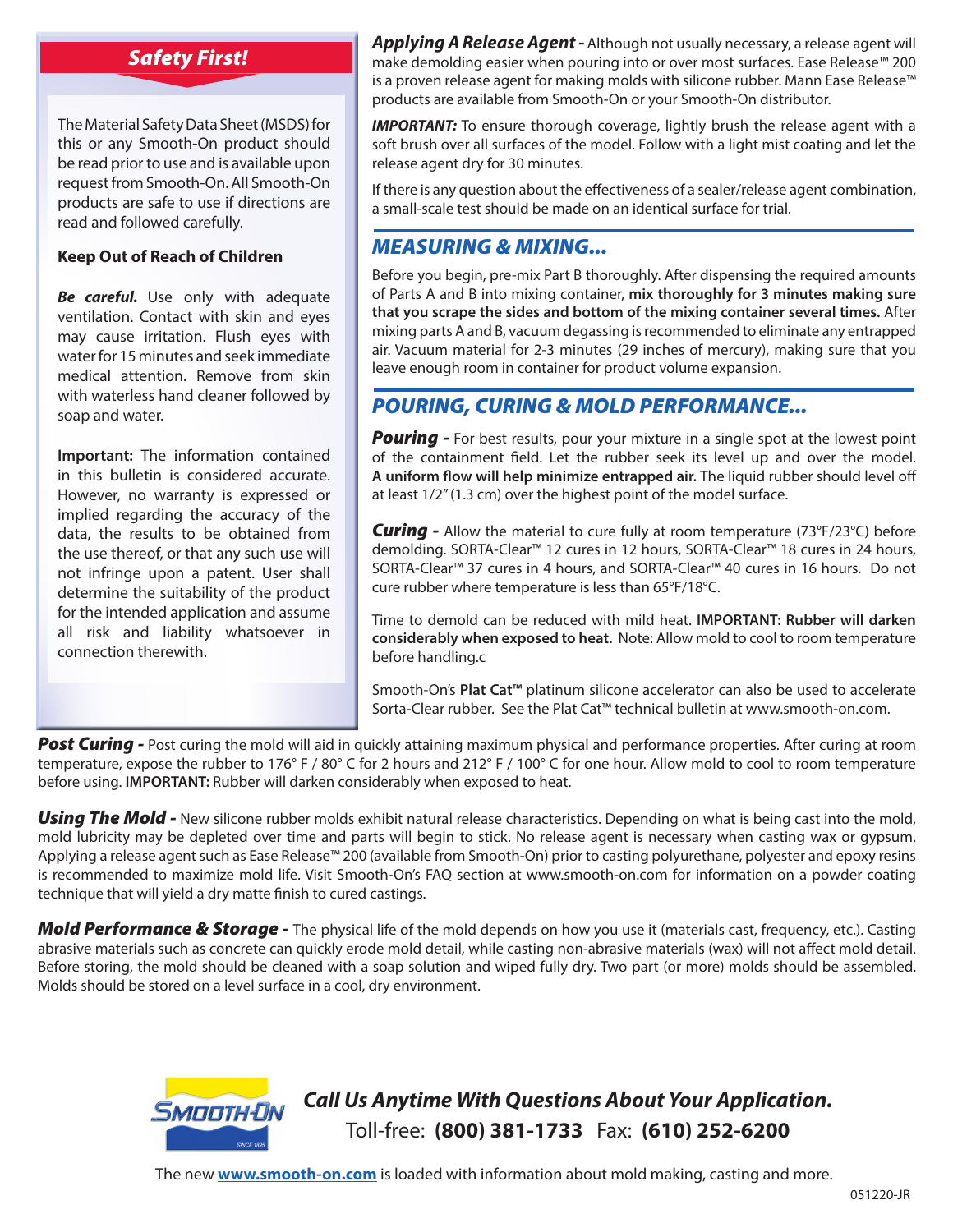## Safety First!

The Material Safety Data Sheet (MSDS) for this or any Smooth-On product should be read prior to use and is available upon request from Smooth-On. All Smooth-On products are safe to use if directions are read and followed carefully.

**Keep Out of Reach of Children**

***Be careful.*** Use only with adequate ventilation. Contact with skin and eyes may cause irritation. Flush eyes with water for 15 minutes and seek immediate medical attention. Remove from skin with waterless hand cleaner followed by soap and water.

**Important:** The information contained in this bulletin is considered accurate. However, no warranty is expressed or implied regarding the accuracy of the data, the results to be obtained from the use thereof, or that any such use will not infringe upon a patent. User shall determine the suitability of the product for the intended application and assume all risk and liability whatsoever in connection therewith.

***Applying A Release Agent -*** Although not usually necessary, a release agent will make demolding easier when pouring into or over most surfaces. Ease Release™ 200 is a proven release agent for making molds with silicone rubber. Mann Ease Release™ products are available from Smooth-On or your Smooth-On distributor.

***IMPORTANT:*** To ensure thorough coverage, lightly brush the release agent with a soft brush over all surfaces of the model. Follow with a light mist coating and let the release agent dry for 30 minutes.

If there is any question about the effectiveness of a sealer/release agent combination, a small-scale test should be made on an identical surface for trial.

## MEASURING & MIXING...

Before you begin, pre-mix Part B thoroughly. After dispensing the required amounts of Parts A and B into mixing container, **mix thoroughly for 3 minutes making sure that you scrape the sides and bottom of the mixing container several times.** After mixing parts A and B, vacuum degassing is recommended to eliminate any entrapped air. Vacuum material for 2-3 minutes (29 inches of mercury), making sure that you leave enough room in container for product volume expansion.

## POURING, CURING & MOLD PERFORMANCE...

***Pouring -*** For best results, pour your mixture in a single spot at the lowest point of the containment field. Let the rubber seek its level up and over the model. **A uniform flow will help minimize entrapped air.** The liquid rubber should level off at least 1/2" (1.3 cm) over the highest point of the model surface.

***Curing -*** Allow the material to cure fully at room temperature (73°F/23°C) before demolding. SORTA-Clear™ 12 cures in 12 hours, SORTA-Clear™ 18 cures in 24 hours, SORTA-Clear™ 37 cures in 4 hours, and SORTA-Clear™ 40 cures in 16 hours. Do not cure rubber where temperature is less than 65°F/18°C.

Time to demold can be reduced with mild heat. **IMPORTANT: Rubber will darken considerably when exposed to heat.** Note: Allow mold to cool to room temperature before handling.c

Smooth-On's **Plat Cat™** platinum silicone accelerator can also be used to accelerate Sorta-Clear rubber. See the Plat Cat™ technical bulletin at www.smooth-on.com.

***Post Curing -*** Post curing the mold will aid in quickly attaining maximum physical and performance properties. After curing at room temperature, expose the rubber to 176° F / 80° C for 2 hours and 212° F / 100° C for one hour. Allow mold to cool to room temperature before using. **IMPORTANT:** Rubber will darken considerably when exposed to heat.

***Using The Mold -*** New silicone rubber molds exhibit natural release characteristics. Depending on what is being cast into the mold, mold lubricity may be depleted over time and parts will begin to stick. No release agent is necessary when casting wax or gypsum. Applying a release agent such as Ease Release™ 200 (available from Smooth-On) prior to casting polyurethane, polyester and epoxy resins is recommended to maximize mold life. Visit Smooth-On's FAQ section at www.smooth-on.com for information on a powder coating technique that will yield a dry matte finish to cured castings.

***Mold Performance & Storage -*** The physical life of the mold depends on how you use it (materials cast, frequency, etc.). Casting abrasive materials such as concrete can quickly erode mold detail, while casting non-abrasive materials (wax) will not affect mold detail. Before storing, the mold should be cleaned with a soap solution and wiped fully dry. Two part (or more) molds should be assembled. Molds should be stored on a level surface in a cool, dry environment.

SMOOTH-ON SINCE 1895

***Call Us Anytime With Questions About Your Application.***

Toll-free: **(800) 381-1733** Fax: **(610) 252-6200**

The new **www.smooth-on.com** is loaded with information about mold making, casting and more.

051220-JR